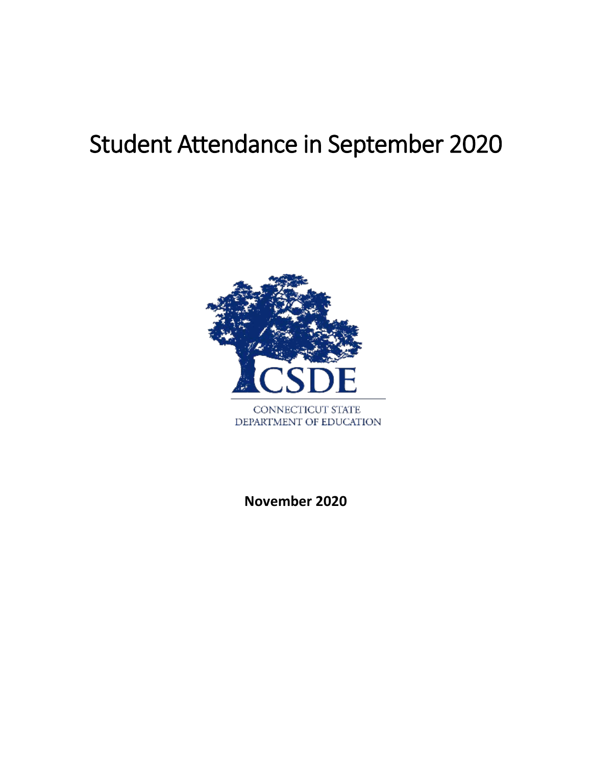# Student Attendance in September 2020

CSDE

CONNECTICUT STATE
DEPARTMENT OF EDUCATION

**November 2020**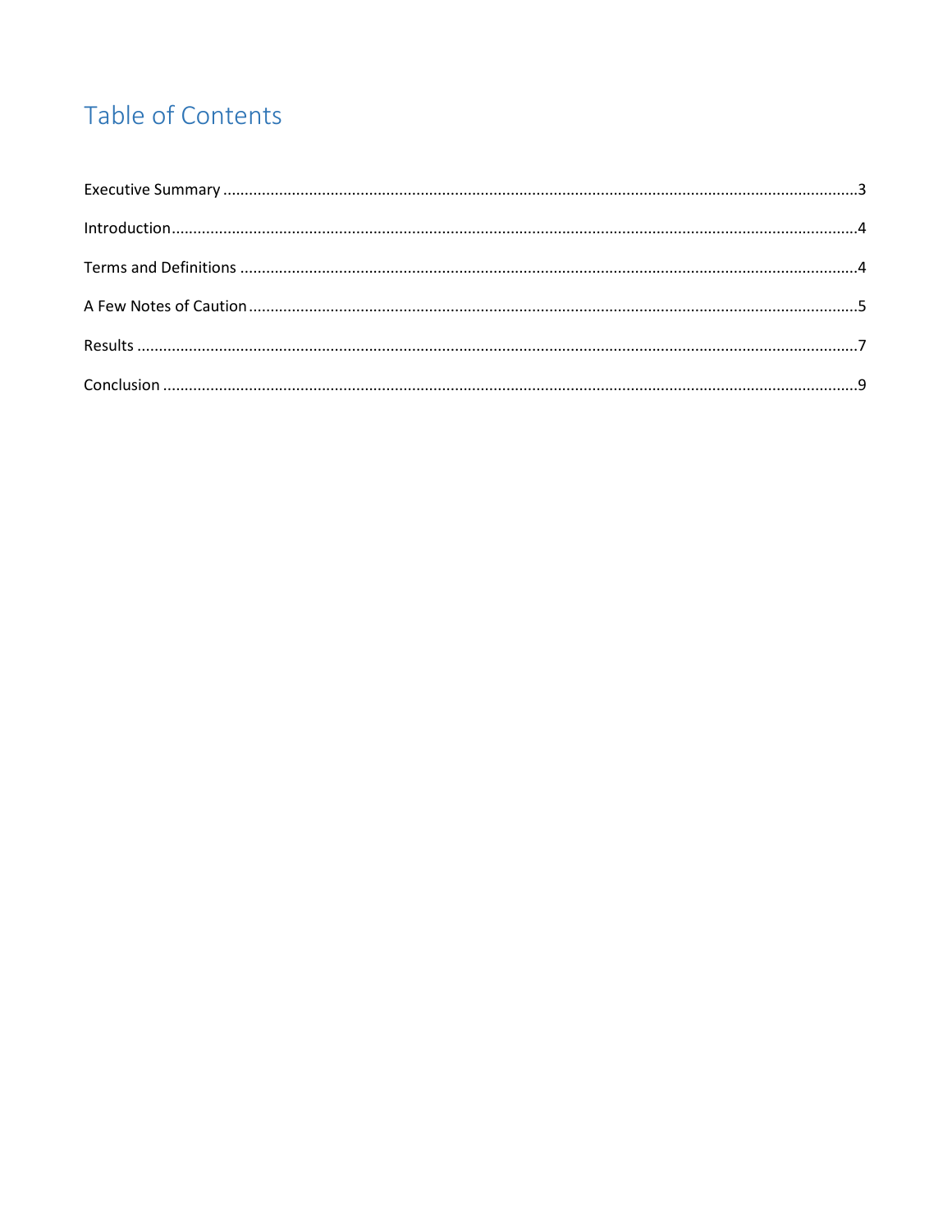# Table of Contents

Executive Summary ........................................................................................................................................3

Introduction ....................................................................................................................................................4

Terms and Definitions ....................................................................................................................................4

A Few Notes of Caution .................................................................................................................................5

Results ............................................................................................................................................................7

Conclusion .....................................................................................................................................................9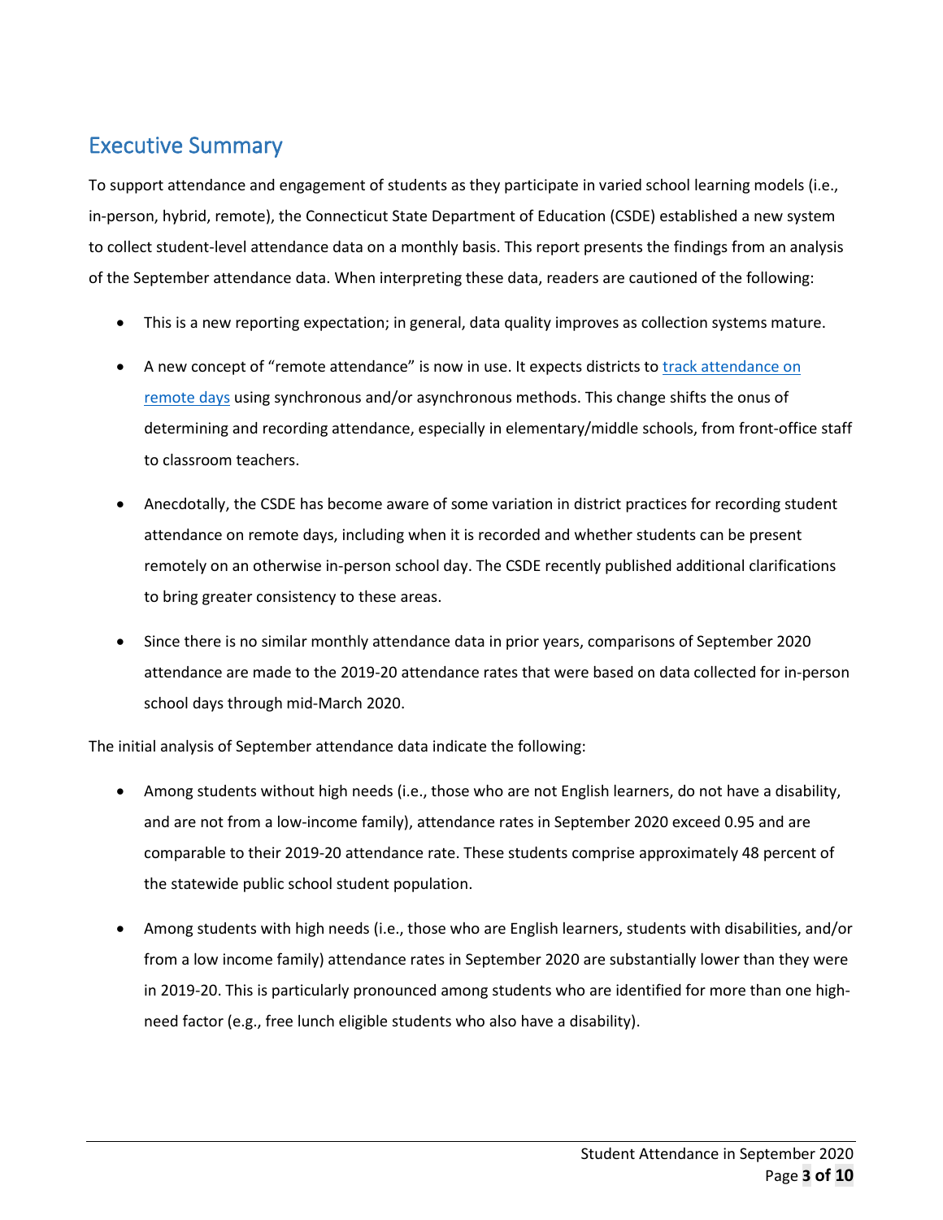## Executive Summary

To support attendance and engagement of students as they participate in varied school learning models (i.e., in-person, hybrid, remote), the Connecticut State Department of Education (CSDE) established a new system to collect student-level attendance data on a monthly basis. This report presents the findings from an analysis of the September attendance data. When interpreting these data, readers are cautioned of the following:

- This is a new reporting expectation; in general, data quality improves as collection systems mature.
- A new concept of "remote attendance" is now in use. It expects districts to track attendance on remote days using synchronous and/or asynchronous methods. This change shifts the onus of determining and recording attendance, especially in elementary/middle schools, from front-office staff to classroom teachers.
- Anecdotally, the CSDE has become aware of some variation in district practices for recording student attendance on remote days, including when it is recorded and whether students can be present remotely on an otherwise in-person school day. The CSDE recently published additional clarifications to bring greater consistency to these areas.
- Since there is no similar monthly attendance data in prior years, comparisons of September 2020 attendance are made to the 2019-20 attendance rates that were based on data collected for in-person school days through mid-March 2020.

The initial analysis of September attendance data indicate the following:

- Among students without high needs (i.e., those who are not English learners, do not have a disability, and are not from a low-income family), attendance rates in September 2020 exceed 0.95 and are comparable to their 2019-20 attendance rate. These students comprise approximately 48 percent of the statewide public school student population.
- Among students with high needs (i.e., those who are English learners, students with disabilities, and/or from a low income family) attendance rates in September 2020 are substantially lower than they were in 2019-20. This is particularly pronounced among students who are identified for more than one high-need factor (e.g., free lunch eligible students who also have a disability).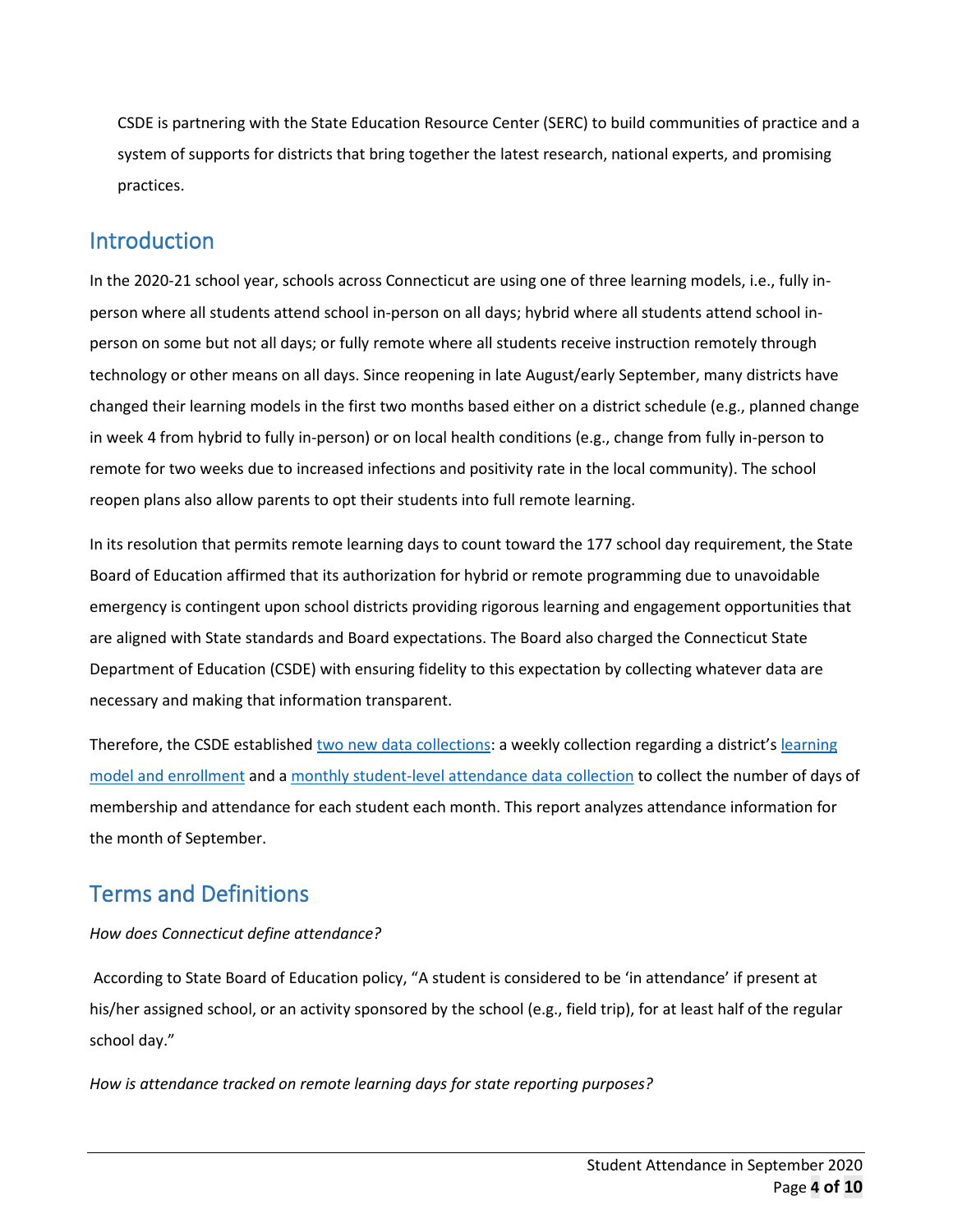CSDE is partnering with the State Education Resource Center (SERC) to build communities of practice and a system of supports for districts that bring together the latest research, national experts, and promising practices.

## Introduction

In the 2020-21 school year, schools across Connecticut are using one of three learning models, i.e., fully in-person where all students attend school in-person on all days; hybrid where all students attend school in-person on some but not all days; or fully remote where all students receive instruction remotely through technology or other means on all days. Since reopening in late August/early September, many districts have changed their learning models in the first two months based either on a district schedule (e.g., planned change in week 4 from hybrid to fully in-person) or on local health conditions (e.g., change from fully in-person to remote for two weeks due to increased infections and positivity rate in the local community). The school reopen plans also allow parents to opt their students into full remote learning.

In its resolution that permits remote learning days to count toward the 177 school day requirement, the State Board of Education affirmed that its authorization for hybrid or remote programming due to unavoidable emergency is contingent upon school districts providing rigorous learning and engagement opportunities that are aligned with State standards and Board expectations. The Board also charged the Connecticut State Department of Education (CSDE) with ensuring fidelity to this expectation by collecting whatever data are necessary and making that information transparent.

Therefore, the CSDE established two new data collections: a weekly collection regarding a district's learning model and enrollment and a monthly student-level attendance data collection to collect the number of days of membership and attendance for each student each month. This report analyzes attendance information for the month of September.

## Terms and Definitions

*How does Connecticut define attendance?*

According to State Board of Education policy, "A student is considered to be 'in attendance' if present at his/her assigned school, or an activity sponsored by the school (e.g., field trip), for at least half of the regular school day."

*How is attendance tracked on remote learning days for state reporting purposes?*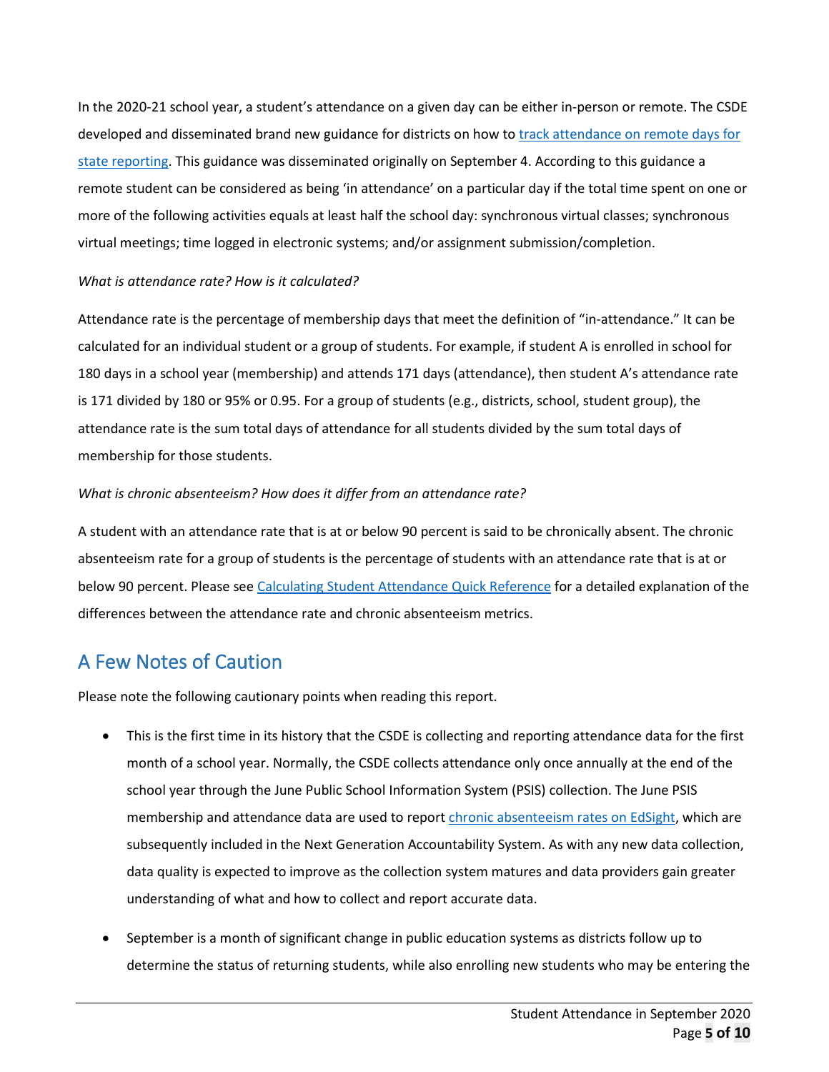In the 2020-21 school year, a student's attendance on a given day can be either in-person or remote. The CSDE developed and disseminated brand new guidance for districts on how to [track attendance on remote days for state reporting](). This guidance was disseminated originally on September 4. According to this guidance a remote student can be considered as being 'in attendance' on a particular day if the total time spent on one or more of the following activities equals at least half the school day: synchronous virtual classes; synchronous virtual meetings; time logged in electronic systems; and/or assignment submission/completion.

*What is attendance rate? How is it calculated?*

Attendance rate is the percentage of membership days that meet the definition of "in-attendance." It can be calculated for an individual student or a group of students. For example, if student A is enrolled in school for 180 days in a school year (membership) and attends 171 days (attendance), then student A's attendance rate is 171 divided by 180 or 95% or 0.95. For a group of students (e.g., districts, school, student group), the attendance rate is the sum total days of attendance for all students divided by the sum total days of membership for those students.

*What is chronic absenteeism? How does it differ from an attendance rate?*

A student with an attendance rate that is at or below 90 percent is said to be chronically absent. The chronic absenteeism rate for a group of students is the percentage of students with an attendance rate that is at or below 90 percent. Please see [Calculating Student Attendance Quick Reference]() for a detailed explanation of the differences between the attendance rate and chronic absenteeism metrics.

## A Few Notes of Caution

Please note the following cautionary points when reading this report.

- This is the first time in its history that the CSDE is collecting and reporting attendance data for the first month of a school year. Normally, the CSDE collects attendance only once annually at the end of the school year through the June Public School Information System (PSIS) collection. The June PSIS membership and attendance data are used to report [chronic absenteeism rates on EdSight](), which are subsequently included in the Next Generation Accountability System. As with any new data collection, data quality is expected to improve as the collection system matures and data providers gain greater understanding of what and how to collect and report accurate data.

- September is a month of significant change in public education systems as districts follow up to determine the status of returning students, while also enrolling new students who may be entering the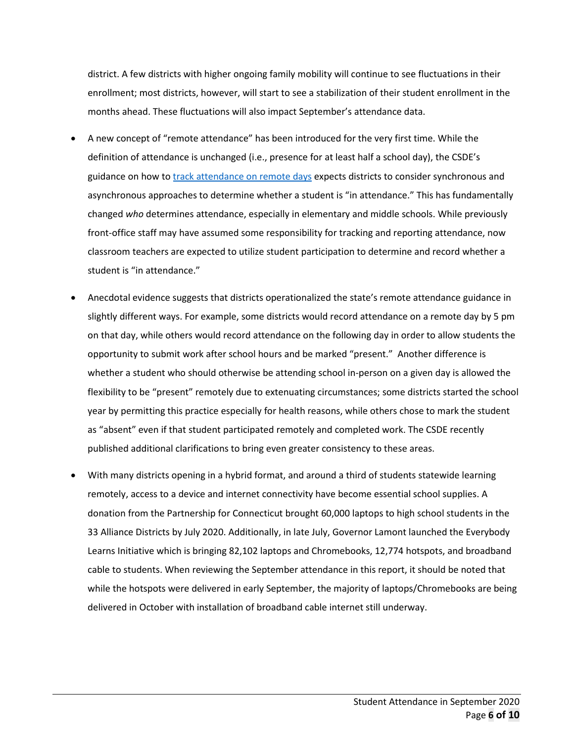district. A few districts with higher ongoing family mobility will continue to see fluctuations in their enrollment; most districts, however, will start to see a stabilization of their student enrollment in the months ahead. These fluctuations will also impact September's attendance data.

- A new concept of "remote attendance" has been introduced for the very first time. While the definition of attendance is unchanged (i.e., presence for at least half a school day), the CSDE's guidance on how to track attendance on remote days expects districts to consider synchronous and asynchronous approaches to determine whether a student is "in attendance." This has fundamentally changed *who* determines attendance, especially in elementary and middle schools. While previously front-office staff may have assumed some responsibility for tracking and reporting attendance, now classroom teachers are expected to utilize student participation to determine and record whether a student is "in attendance."
- Anecdotal evidence suggests that districts operationalized the state's remote attendance guidance in slightly different ways. For example, some districts would record attendance on a remote day by 5 pm on that day, while others would record attendance on the following day in order to allow students the opportunity to submit work after school hours and be marked "present." Another difference is whether a student who should otherwise be attending school in-person on a given day is allowed the flexibility to be "present" remotely due to extenuating circumstances; some districts started the school year by permitting this practice especially for health reasons, while others chose to mark the student as "absent" even if that student participated remotely and completed work. The CSDE recently published additional clarifications to bring even greater consistency to these areas.
- With many districts opening in a hybrid format, and around a third of students statewide learning remotely, access to a device and internet connectivity have become essential school supplies. A donation from the Partnership for Connecticut brought 60,000 laptops to high school students in the 33 Alliance Districts by July 2020. Additionally, in late July, Governor Lamont launched the Everybody Learns Initiative which is bringing 82,102 laptops and Chromebooks, 12,774 hotspots, and broadband cable to students. When reviewing the September attendance in this report, it should be noted that while the hotspots were delivered in early September, the majority of laptops/Chromebooks are being delivered in October with installation of broadband cable internet still underway.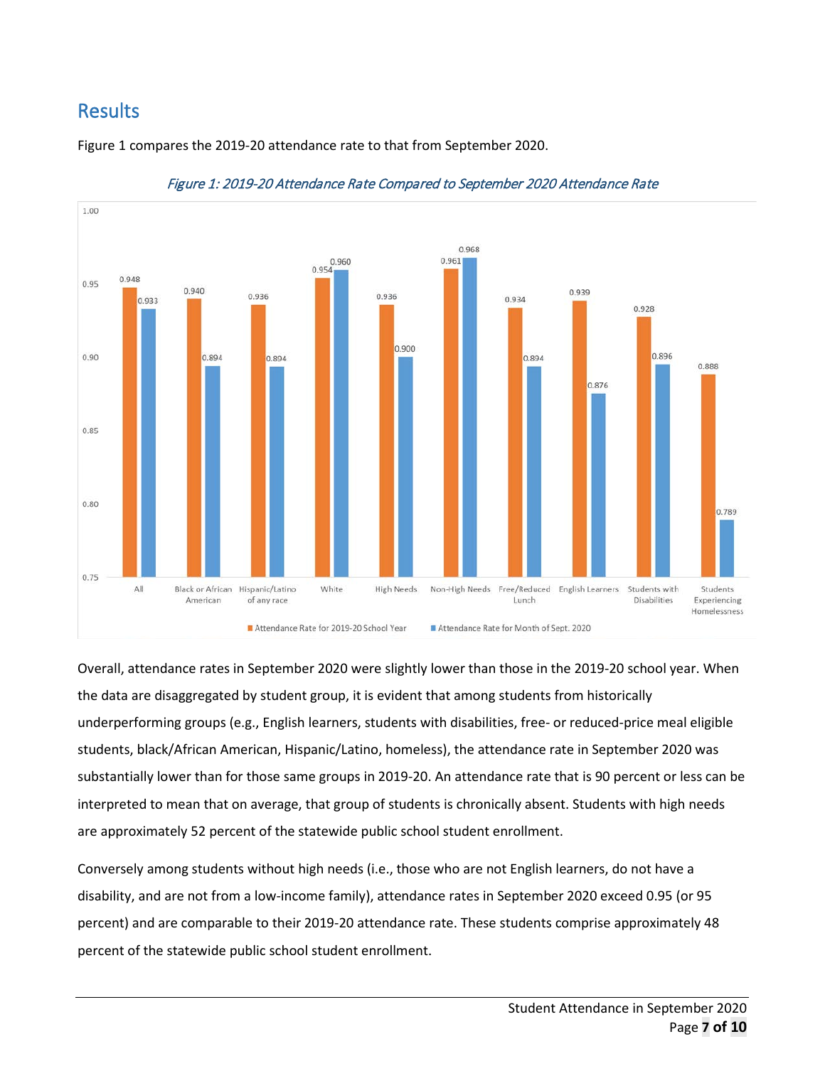## Results

Figure 1 compares the 2019-20 attendance rate to that from September 2020.

*Figure 1: 2019-20 Attendance Rate Compared to September 2020 Attendance Rate*

| Student Group | Attendance Rate for 2019-20 School Year | Attendance Rate for Month of Sept. 2020 |
|---|---|---|
| All | 0.948 | 0.933 |
| Black or African American | 0.940 | 0.894 |
| Hispanic/Latino of any race | 0.936 | 0.894 |
| White | 0.954 | 0.960 |
| High Needs | 0.936 | 0.900 |
| Non-High Needs | 0.961 | 0.968 |
| Free/Reduced Lunch | 0.934 | 0.894 |
| English Learners | 0.939 | 0.876 |
| Students with Disabilities | 0.928 | 0.896 |
| Students Experiencing Homelessness | 0.888 | 0.789 |

Overall, attendance rates in September 2020 were slightly lower than those in the 2019-20 school year. When the data are disaggregated by student group, it is evident that among students from historically underperforming groups (e.g., English learners, students with disabilities, free- or reduced-price meal eligible students, black/African American, Hispanic/Latino, homeless), the attendance rate in September 2020 was substantially lower than for those same groups in 2019-20. An attendance rate that is 90 percent or less can be interpreted to mean that on average, that group of students is chronically absent. Students with high needs are approximately 52 percent of the statewide public school student enrollment.

Conversely among students without high needs (i.e., those who are not English learners, do not have a disability, and are not from a low-income family), attendance rates in September 2020 exceed 0.95 (or 95 percent) and are comparable to their 2019-20 attendance rate. These students comprise approximately 48 percent of the statewide public school student enrollment.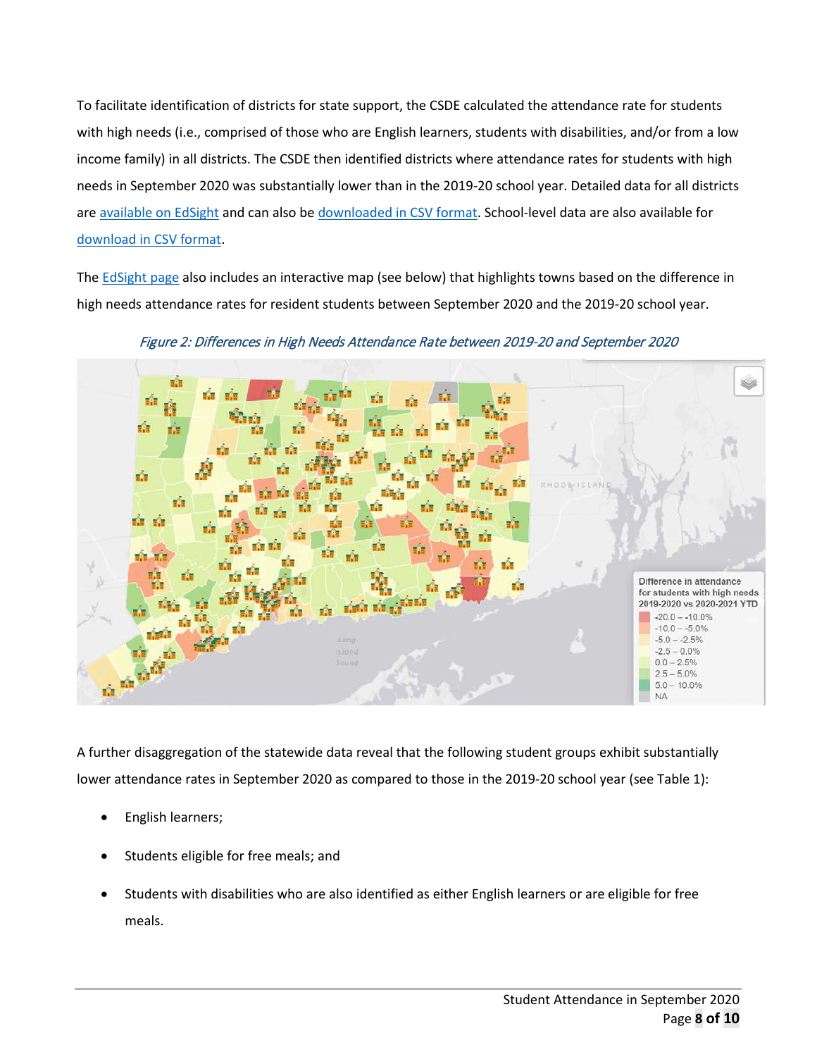To facilitate identification of districts for state support, the CSDE calculated the attendance rate for students with high needs (i.e., comprised of those who are English learners, students with disabilities, and/or from a low income family) in all districts. The CSDE then identified districts where attendance rates for students with high needs in September 2020 was substantially lower than in the 2019-20 school year. Detailed data for all districts are available on EdSight and can also be downloaded in CSV format. School-level data are also available for download in CSV format.

The EdSight page also includes an interactive map (see below) that highlights towns based on the difference in high needs attendance rates for resident students between September 2020 and the 2019-20 school year.

*Figure 2: Differences in High Needs Attendance Rate between 2019-20 and September 2020*

A further disaggregation of the statewide data reveal that the following student groups exhibit substantially lower attendance rates in September 2020 as compared to those in the 2019-20 school year (see Table 1):

- English learners;
- Students eligible for free meals; and
- Students with disabilities who are also identified as either English learners or are eligible for free meals.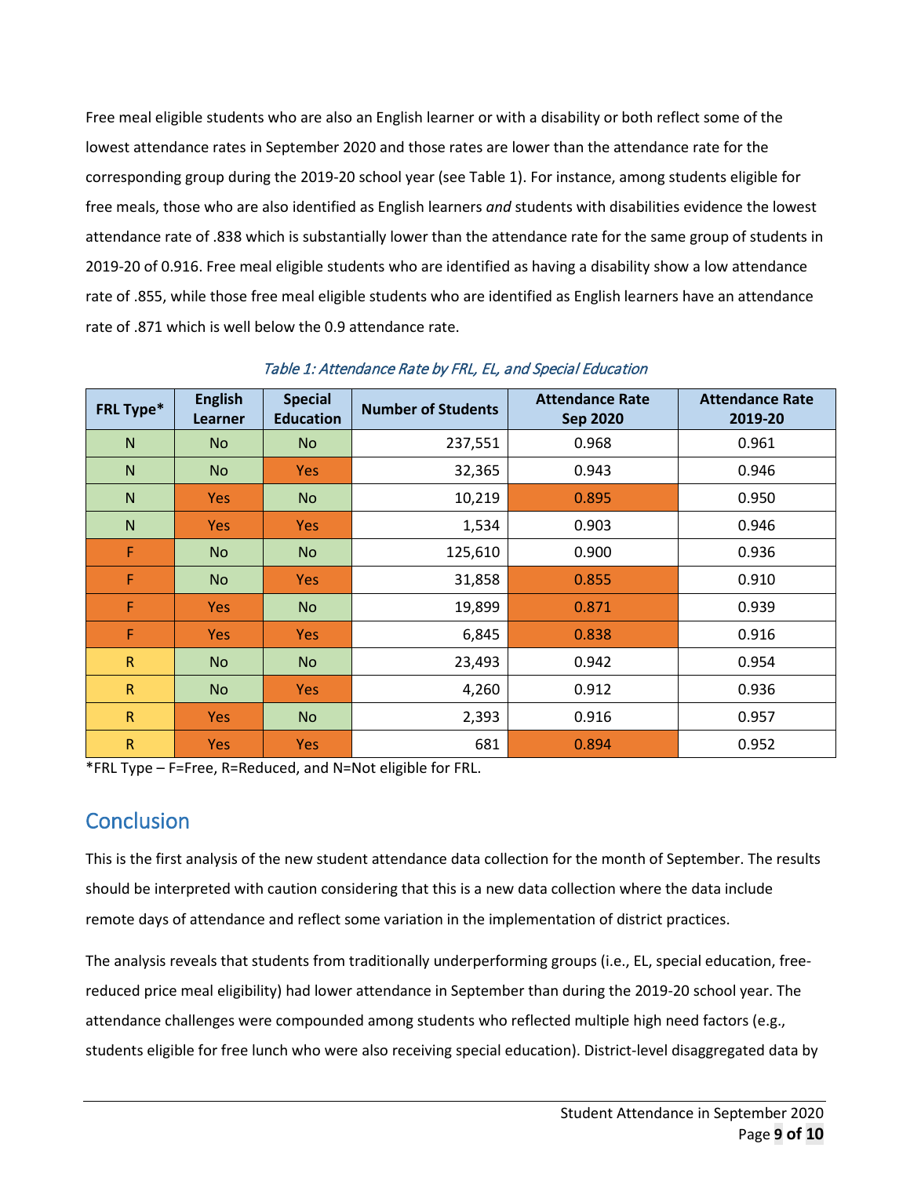Free meal eligible students who are also an English learner or with a disability or both reflect some of the lowest attendance rates in September 2020 and those rates are lower than the attendance rate for the corresponding group during the 2019-20 school year (see Table 1). For instance, among students eligible for free meals, those who are also identified as English learners *and* students with disabilities evidence the lowest attendance rate of .838 which is substantially lower than the attendance rate for the same group of students in 2019-20 of 0.916. Free meal eligible students who are identified as having a disability show a low attendance rate of .855, while those free meal eligible students who are identified as English learners have an attendance rate of .871 which is well below the 0.9 attendance rate.

*Table 1: Attendance Rate by FRL, EL, and Special Education*

| FRL Type* | English Learner | Special Education | Number of Students | Attendance Rate Sep 2020 | Attendance Rate 2019-20 |
|---|---|---|---|---|---|
| N | No | No | 237,551 | 0.968 | 0.961 |
| N | No | Yes | 32,365 | 0.943 | 0.946 |
| N | Yes | No | 10,219 | 0.895 | 0.950 |
| N | Yes | Yes | 1,534 | 0.903 | 0.946 |
| F | No | No | 125,610 | 0.900 | 0.936 |
| F | No | Yes | 31,858 | 0.855 | 0.910 |
| F | Yes | No | 19,899 | 0.871 | 0.939 |
| F | Yes | Yes | 6,845 | 0.838 | 0.916 |
| R | No | No | 23,493 | 0.942 | 0.954 |
| R | No | Yes | 4,260 | 0.912 | 0.936 |
| R | Yes | No | 2,393 | 0.916 | 0.957 |
| R | Yes | Yes | 681 | 0.894 | 0.952 |

*FRL Type – F=Free, R=Reduced, and N=Not eligible for FRL.

## Conclusion

This is the first analysis of the new student attendance data collection for the month of September. The results should be interpreted with caution considering that this is a new data collection where the data include remote days of attendance and reflect some variation in the implementation of district practices.

The analysis reveals that students from traditionally underperforming groups (i.e., EL, special education, free-reduced price meal eligibility) had lower attendance in September than during the 2019-20 school year. The attendance challenges were compounded among students who reflected multiple high need factors (e.g., students eligible for free lunch who were also receiving special education). District-level disaggregated data by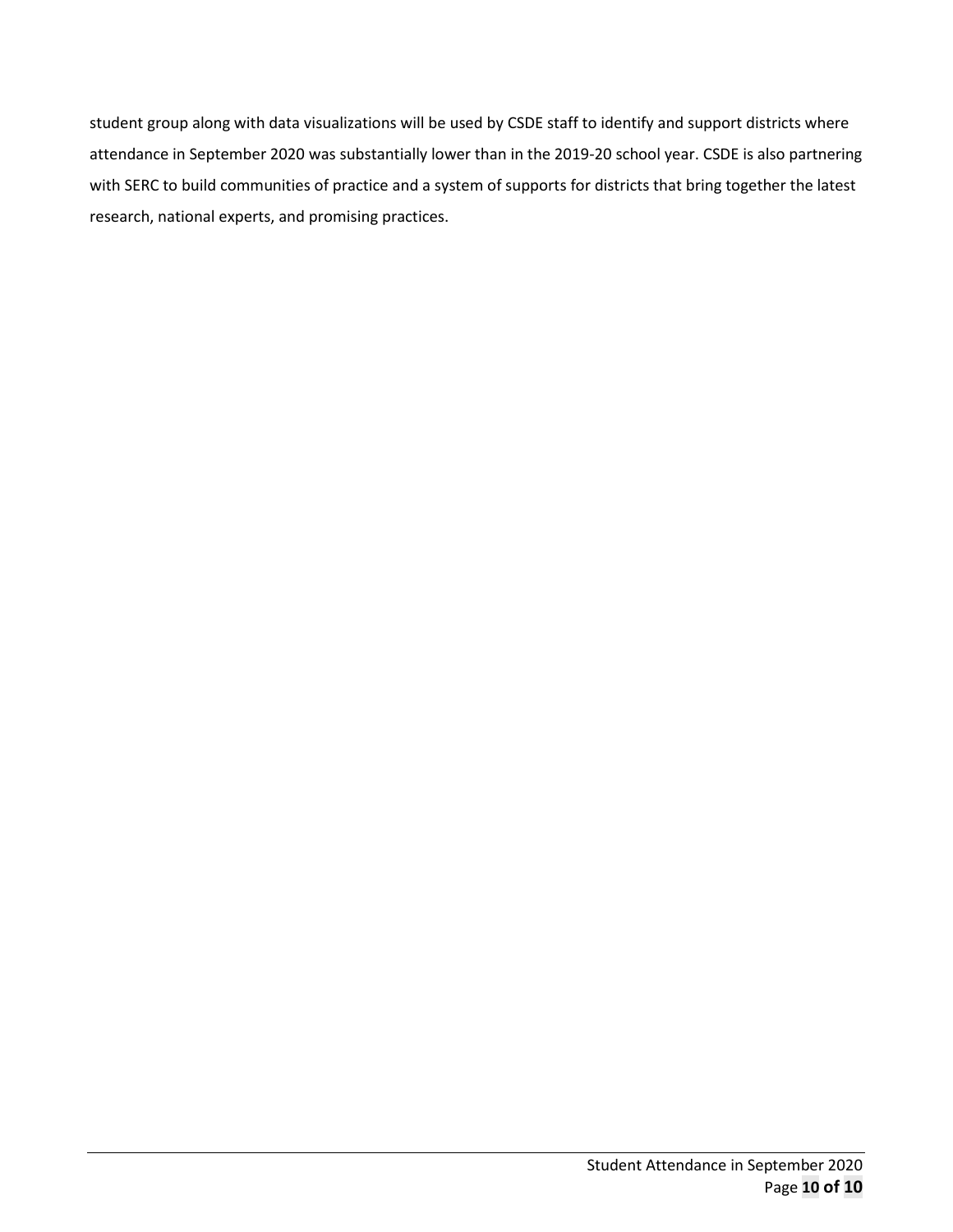student group along with data visualizations will be used by CSDE staff to identify and support districts where attendance in September 2020 was substantially lower than in the 2019-20 school year. CSDE is also partnering with SERC to build communities of practice and a system of supports for districts that bring together the latest research, national experts, and promising practices.